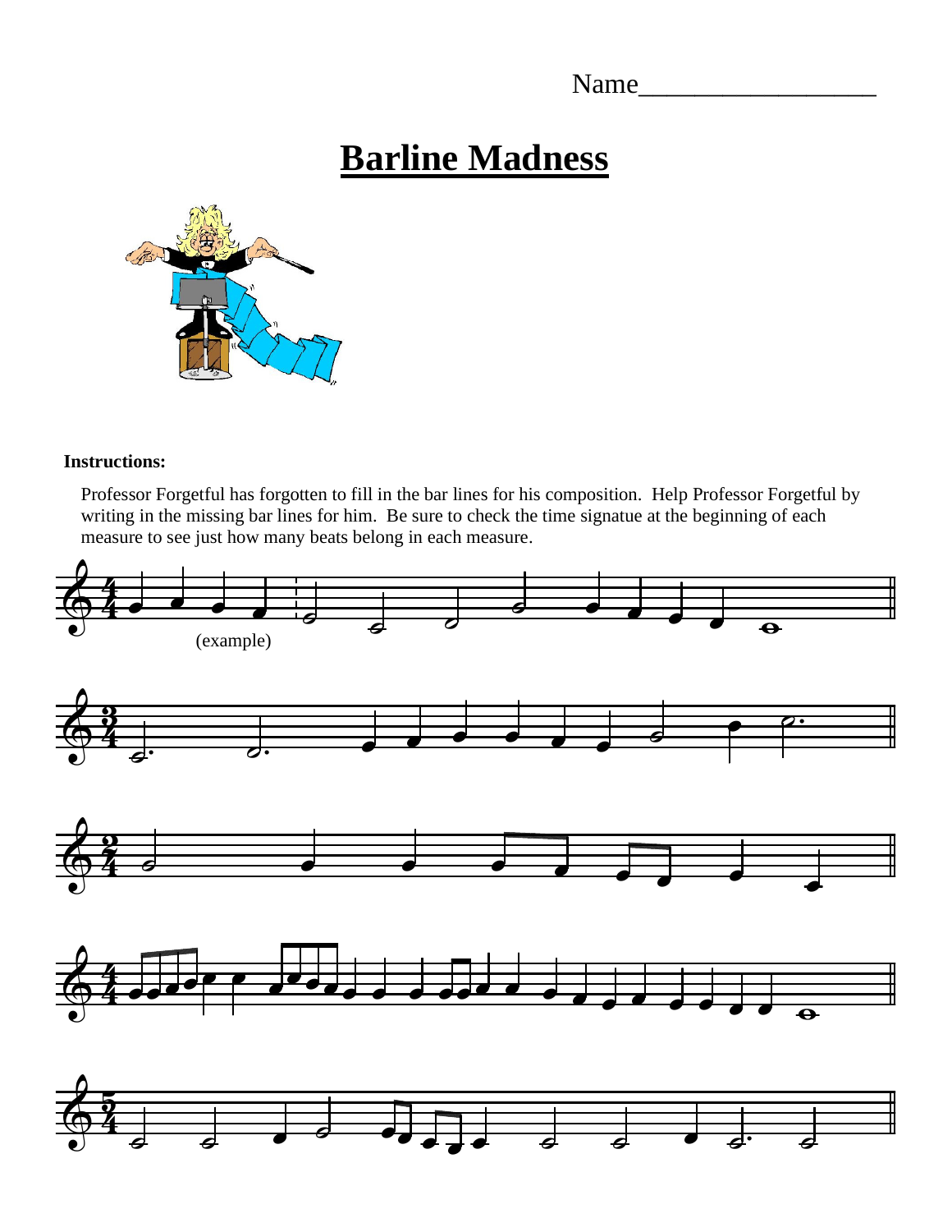Name__________________

# Barline Madness

**Instructions:**

Professor Forgetful has forgotten to fill in the bar lines for his composition. Help Professor Forgetful by writing in the missing bar lines for him. Be sure to check the time signatue at the beginning of each measure to see just how many beats belong in each measure.

(example)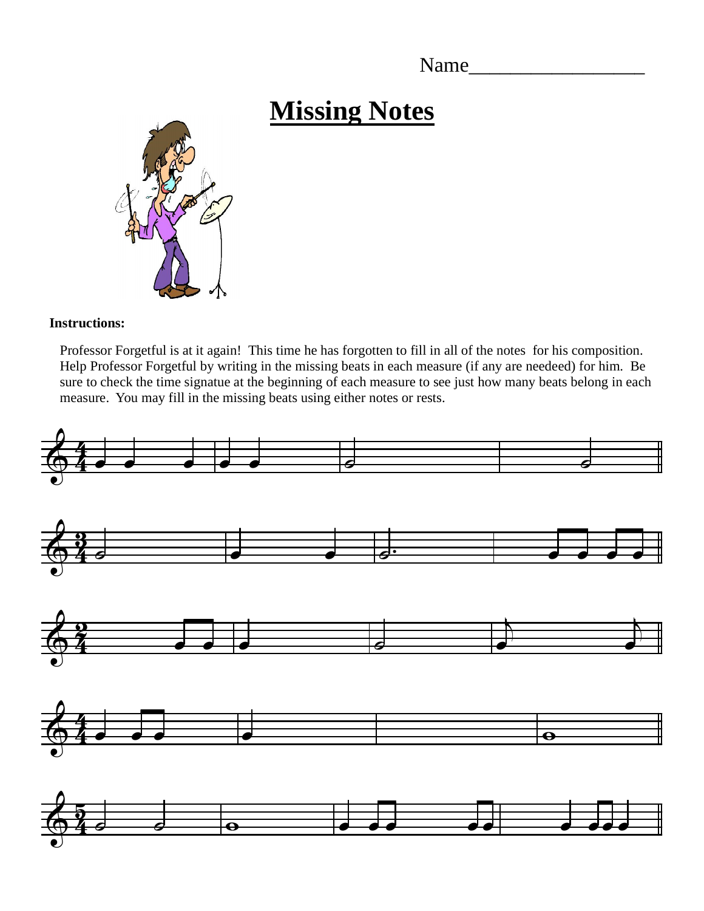Name_________________

# Missing Notes

**Instructions:**

Professor Forgetful is at it again! This time he has forgotten to fill in all of the notes for his composition. Help Professor Forgetful by writing in the missing beats in each measure (if any are neeedeed) for him. Be sure to check the time signatue at the beginning of each measure to see just how many beats belong in each measure. You may fill in the missing beats using either notes or rests.